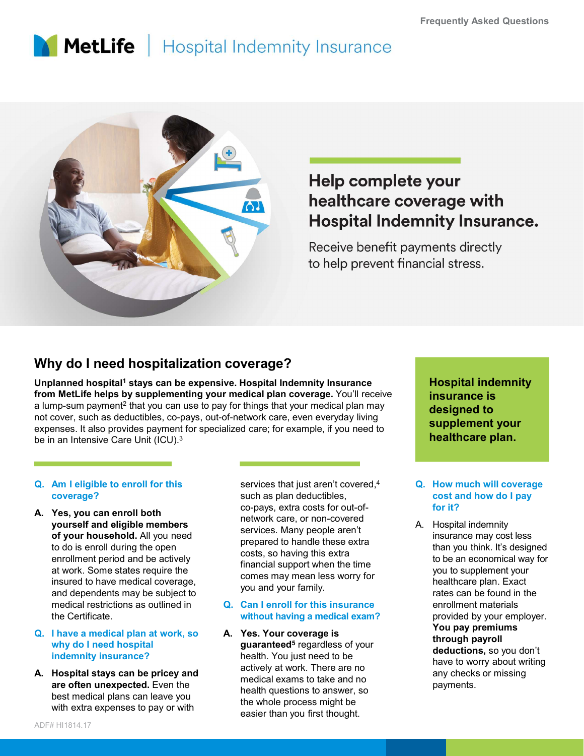Frequently Asked Questions

# MetLife | Hospital Indemnity Insurance

## Help complete your healthcare coverage with Hospital Indemnity Insurance.

Receive benefit payments directly to help prevent financial stress.

## Why do I need hospitalization coverage?

**Unplanned hospital[1] stays can be expensive. Hospital Indemnity Insurance from MetLife helps by supplementing your medical plan coverage.** You'll receive a lump-sum payment[2] that you can use to pay for things that your medical plan may not cover, such as deductibles, co-pays, out-of-network care, even everyday living expenses. It also provides payment for specialized care; for example, if you need to be in an Intensive Care Unit (ICU).[3]

**Hospital indemnity insurance is designed to supplement your healthcare plan.**

**Q. Am I eligible to enroll for this coverage?**

**A. Yes, you can enroll both yourself and eligible members of your household.** All you need to do is enroll during the open enrollment period and be actively at work. Some states require the insured to have medical coverage, and dependents may be subject to medical restrictions as outlined in the Certificate.

**Q. I have a medical plan at work, so why do I need hospital indemnity insurance?**

**A. Hospital stays can be pricey and are often unexpected.** Even the best medical plans can leave you with extra expenses to pay or with services that just aren't covered,[4] such as plan deductibles, co-pays, extra costs for out-of-network care, or non-covered services. Many people aren't prepared to handle these extra costs, so having this extra financial support when the time comes may mean less worry for you and your family.

**Q. Can I enroll for this insurance without having a medical exam?**

**A. Yes. Your coverage is guaranteed[5]** regardless of your health. You just need to be actively at work. There are no medical exams to take and no health questions to answer, so the whole process might be easier than you first thought.

**Q. How much will coverage cost and how do I pay for it?**

A. Hospital indemnity insurance may cost less than you think. It's designed to be an economical way for you to supplement your healthcare plan. Exact rates can be found in the enrollment materials provided by your employer. **You pay premiums through payroll deductions,** so you don't have to worry about writing any checks or missing payments.

ADF# HI1814.17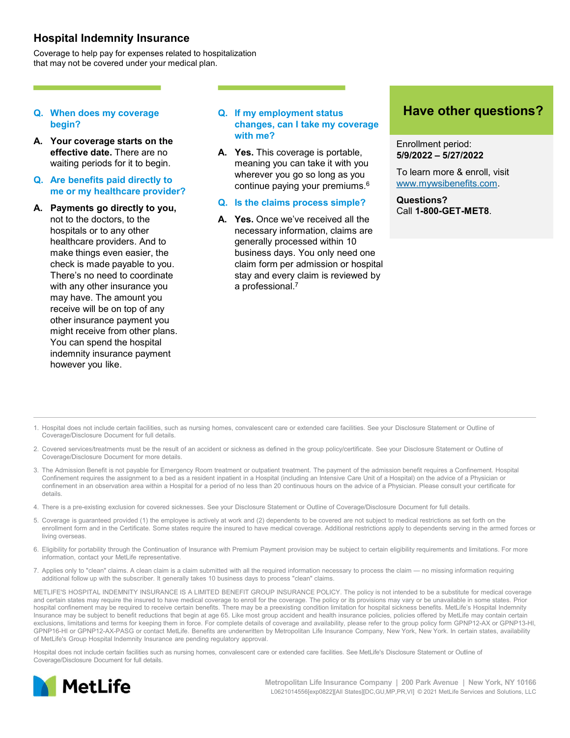## Hospital Indemnity Insurance

Coverage to help pay for expenses related to hospitalization that may not be covered under your medical plan.

**Q. When does my coverage begin?**

**A. Your coverage starts on the effective date.** There are no waiting periods for it to begin.

**Q. Are benefits paid directly to me or my healthcare provider?**

**A. Payments go directly to you,** not to the doctors, to the hospitals or to any other healthcare providers. And to make things even easier, the check is made payable to you. There's no need to coordinate with any other insurance you may have. The amount you receive will be on top of any other insurance payment you might receive from other plans. You can spend the hospital indemnity insurance payment however you like.

**Q. If my employment status changes, can I take my coverage with me?**

**A. Yes.** This coverage is portable, meaning you can take it with you wherever you go so long as you continue paying your premiums.[6]

**Q. Is the claims process simple?**

**A. Yes.** Once we've received all the necessary information, claims are generally processed within 10 business days. You only need one claim form per admission or hospital stay and every claim is reviewed by a professional.[7]

## Have other questions?

Enrollment period:
**5/9/2022 – 5/27/2022**

To learn more & enroll, visit www.mywsibenefits.com.

**Questions?**
Call **1-800-GET-MET8**.

1. Hospital does not include certain facilities, such as nursing homes, convalescent care or extended care facilities. See your Disclosure Statement or Outline of Coverage/Disclosure Document for full details.
2. Covered services/treatments must be the result of an accident or sickness as defined in the group policy/certificate. See your Disclosure Statement or Outline of Coverage/Disclosure Document for more details.
3. The Admission Benefit is not payable for Emergency Room treatment or outpatient treatment. The payment of the admission benefit requires a Confinement. Hospital Confinement requires the assignment to a bed as a resident inpatient in a Hospital (including an Intensive Care Unit of a Hospital) on the advice of a Physician or confinement in an observation area within a Hospital for a period of no less than 20 continuous hours on the advice of a Physician. Please consult your certificate for details.
4. There is a pre-existing exclusion for covered sicknesses. See your Disclosure Statement or Outline of Coverage/Disclosure Document for full details.
5. Coverage is guaranteed provided (1) the employee is actively at work and (2) dependents to be covered are not subject to medical restrictions as set forth on the enrollment form and in the Certificate. Some states require the insured to have medical coverage. Additional restrictions apply to dependents serving in the armed forces or living overseas.
6. Eligibility for portability through the Continuation of Insurance with Premium Payment provision may be subject to certain eligibility requirements and limitations. For more information, contact your MetLife representative.
7. Applies only to "clean" claims. A clean claim is a claim submitted with all the required information necessary to process the claim — no missing information requiring additional follow up with the subscriber. It generally takes 10 business days to process "clean" claims.

METLIFE'S HOSPITAL INDEMNITY INSURANCE IS A LIMITED BENEFIT GROUP INSURANCE POLICY. The policy is not intended to be a substitute for medical coverage and certain states may require the insured to have medical coverage to enroll for the coverage. The policy or its provisions may vary or be unavailable in some states. Prior hospital confinement may be required to receive certain benefits. There may be a preexisting condition limitation for hospital sickness benefits. MetLife's Hospital Indemnity Insurance may be subject to benefit reductions that begin at age 65. Like most group accident and health insurance policies, policies offered by MetLife may contain certain exclusions, limitations and terms for keeping them in force. For complete details of coverage and availability, please refer to the group policy form GPNP12-AX or GPNP13-HI, GPNP16-HI or GPNP12-AX-PASG or contact MetLife. Benefits are underwritten by Metropolitan Life Insurance Company, New York, New York. In certain states, availability of MetLife's Group Hospital Indemnity Insurance are pending regulatory approval.

Hospital does not include certain facilities such as nursing homes, convalescent care or extended care facilities. See MetLife's Disclosure Statement or Outline of Coverage/Disclosure Document for full details.

MetLife

Metropolitan Life Insurance Company | 200 Park Avenue | New York, NY 10166
L0621014556[exp0822][All States][DC,GU,MP,PR,VI] © 2021 MetLife Services and Solutions, LLC